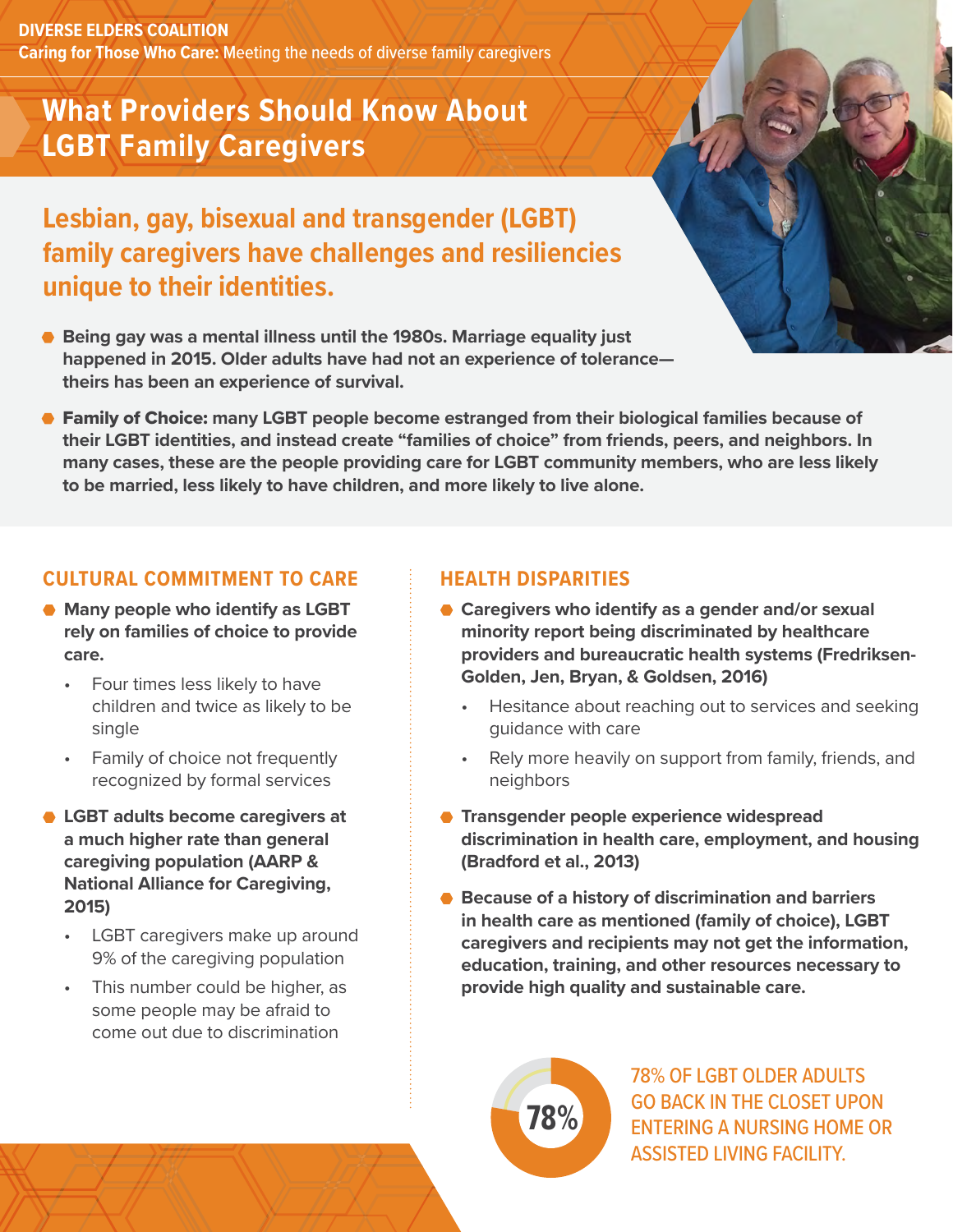**DIVERSE ELDERS COALITION**
**Caring for Those Who Care:** Meeting the needs of diverse family caregivers

# What Providers Should Know About LGBT Family Caregivers

## Lesbian, gay, bisexual and transgender (LGBT) family caregivers have challenges and resiliencies unique to their identities.

- **Being gay was a mental illness until the 1980s. Marriage equality just happened in 2015. Older adults have had not an experience of tolerance—theirs has been an experience of survival.**
- **Family of Choice: many LGBT people become estranged from their biological families because of their LGBT identities, and instead create "families of choice" from friends, peers, and neighbors. In many cases, these are the people providing care for LGBT community members, who are less likely to be married, less likely to have children, and more likely to live alone.**

### CULTURAL COMMITMENT TO CARE

- **Many people who identify as LGBT rely on families of choice to provide care.**
  - Four times less likely to have children and twice as likely to be single
  - Family of choice not frequently recognized by formal services
- **LGBT adults become caregivers at a much higher rate than general caregiving population (AARP & National Alliance for Caregiving, 2015)**
  - LGBT caregivers make up around 9% of the caregiving population
  - This number could be higher, as some people may be afraid to come out due to discrimination

### HEALTH DISPARITIES

- **Caregivers who identify as a gender and/or sexual minority report being discriminated by healthcare providers and bureaucratic health systems (Fredriksen-Golden, Jen, Bryan, & Goldsen, 2016)**
  - Hesitance about reaching out to services and seeking guidance with care
  - Rely more heavily on support from family, friends, and neighbors
- **Transgender people experience widespread discrimination in health care, employment, and housing (Bradford et al., 2013)**
- **Because of a history of discrimination and barriers in health care as mentioned (family of choice), LGBT caregivers and recipients may not get the information, education, training, and other resources necessary to provide high quality and sustainable care.**

78%

78% OF LGBT OLDER ADULTS GO BACK IN THE CLOSET UPON ENTERING A NURSING HOME OR ASSISTED LIVING FACILITY.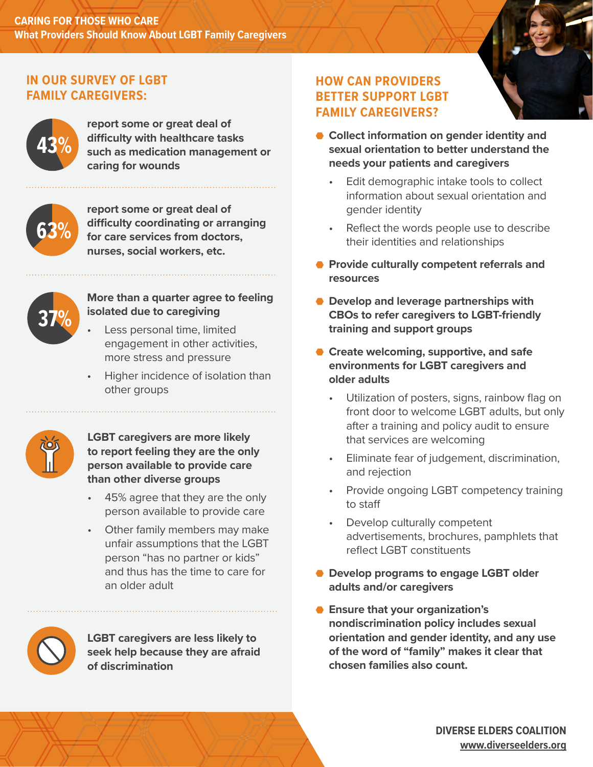**CARING FOR THOSE WHO CARE**
**What Providers Should Know About LGBT Family Caregivers**

## IN OUR SURVEY OF LGBT FAMILY CAREGIVERS:

**43%** — **report some or great deal of difficulty with healthcare tasks such as medication management or caring for wounds**

**63%** — **report some or great deal of difficulty coordinating or arranging for care services from doctors, nurses, social workers, etc.**

**37%** — **More than a quarter agree to feeling isolated due to caregiving**

- Less personal time, limited engagement in other activities, more stress and pressure
- Higher incidence of isolation than other groups

**LGBT caregivers are more likely to report feeling they are the only person available to provide care than other diverse groups**

- 45% agree that they are the only person available to provide care
- Other family members may make unfair assumptions that the LGBT person "has no partner or kids" and thus has the time to care for an older adult

**LGBT caregivers are less likely to seek help because they are afraid of discrimination**

## HOW CAN PROVIDERS BETTER SUPPORT LGBT FAMILY CAREGIVERS?

- **Collect information on gender identity and sexual orientation to better understand the needs your patients and caregivers**
  - Edit demographic intake tools to collect information about sexual orientation and gender identity
  - Reflect the words people use to describe their identities and relationships
- **Provide culturally competent referrals and resources**
- **Develop and leverage partnerships with CBOs to refer caregivers to LGBT-friendly training and support groups**
- **Create welcoming, supportive, and safe environments for LGBT caregivers and older adults**
  - Utilization of posters, signs, rainbow flag on front door to welcome LGBT adults, but only after a training and policy audit to ensure that services are welcoming
  - Eliminate fear of judgement, discrimination, and rejection
  - Provide ongoing LGBT competency training to staff
  - Develop culturally competent advertisements, brochures, pamphlets that reflect LGBT constituents
- **Develop programs to engage LGBT older adults and/or caregivers**
- **Ensure that your organization's nondiscrimination policy includes sexual orientation and gender identity, and any use of the word of "family" makes it clear that chosen families also count.**

**DIVERSE ELDERS COALITION**
www.diverseelders.org